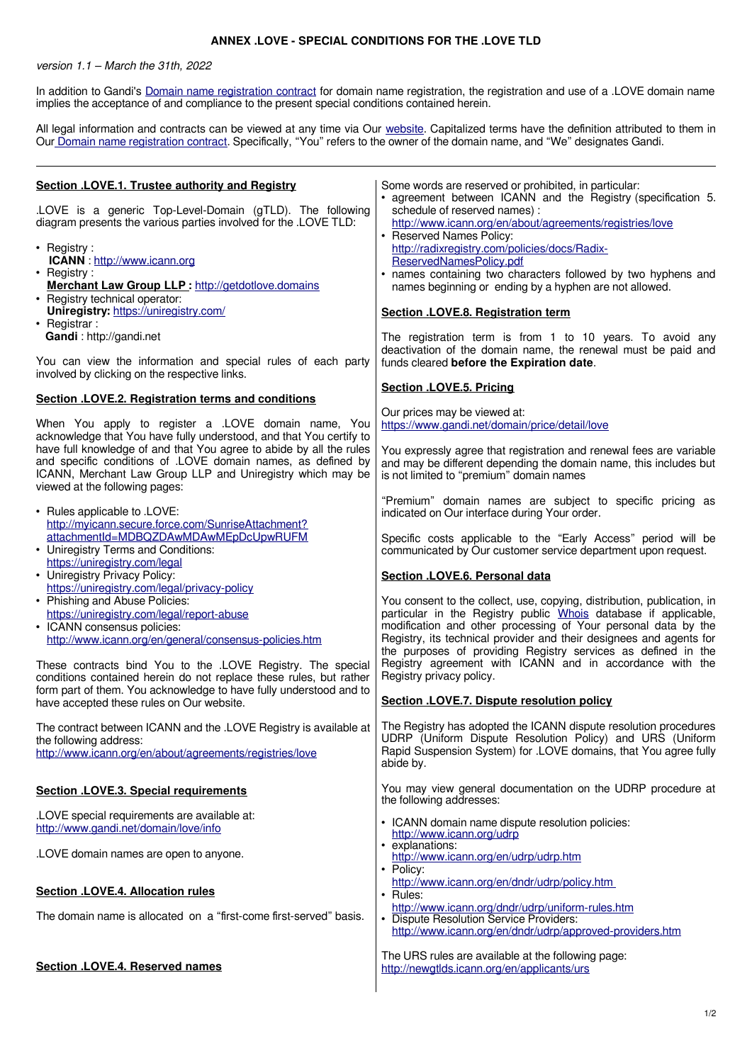# ANNEX .LOVE - SPECIAL CONDITIONS FOR THE .LOVE TLD

*version 1.1 – March the 31th, 2022*

In addition to Gandi's Domain name registration contract for domain name registration, the registration and use of a .LOVE domain name implies the acceptance of and compliance to the present special conditions contained herein.

All legal information and contracts can be viewed at any time via Our website. Capitalized terms have the definition attributed to them in Our Domain name registration contract. Specifically, "You" refers to the owner of the domain name, and "We" designates Gandi.

---

## Section .LOVE.1. Trustee authority and Registry

.LOVE is a generic Top-Level-Domain (gTLD). The following diagram presents the various parties involved for the .LOVE TLD:

- Registry :
  **ICANN** : http://www.icann.org
- Registry :
  **Merchant Law Group LLP :** http://getdotlove.domains
- Registry technical operator:
  **Uniregistry:** https://uniregistry.com/
- Registrar :
  **Gandi** : http://gandi.net

You can view the information and special rules of each party involved by clicking on the respective links.

## Section .LOVE.2. Registration terms and conditions

When You apply to register a .LOVE domain name, You acknowledge that You have fully understood, and that You certify to have full knowledge of and that You agree to abide by all the rules and specific conditions of .LOVE domain names, as defined by ICANN, Merchant Law Group LLP and Uniregistry which may be viewed at the following pages:

- Rules applicable to .LOVE:
  http://myicann.secure.force.com/SunriseAttachment?attachmentId=MDBQZDAwMDAwMEpDcUpwRUFM
- Uniregistry Terms and Conditions:
  https://uniregistry.com/legal
- Uniregistry Privacy Policy:
  https://uniregistry.com/legal/privacy-policy
- Phishing and Abuse Policies:
  https://uniregistry.com/legal/report-abuse
- ICANN consensus policies:
  http://www.icann.org/en/general/consensus-policies.htm

These contracts bind You to the .LOVE Registry. The special conditions contained herein do not replace these rules, but rather form part of them. You acknowledge to have fully understood and to have accepted these rules on Our website.

The contract between ICANN and the .LOVE Registry is available at the following address:
http://www.icann.org/en/about/agreements/registries/love

## Section .LOVE.3. Special requirements

.LOVE special requirements are available at:
http://www.gandi.net/domain/love/info

.LOVE domain names are open to anyone.

## Section .LOVE.4. Allocation rules

The domain name is allocated on a "first-come first-served" basis.

## Section .LOVE.4. Reserved names

Some words are reserved or prohibited, in particular:

- agreement between ICANN and the Registry (specification 5. schedule of reserved names) :
  http://www.icann.org/en/about/agreements/registries/love
- Reserved Names Policy:
  http://radixregistry.com/policies/docs/Radix-ReservedNamesPolicy.pdf
- names containing two characters followed by two hyphens and names beginning or ending by a hyphen are not allowed.

## Section .LOVE.8. Registration term

The registration term is from 1 to 10 years. To avoid any deactivation of the domain name, the renewal must be paid and funds cleared **before the Expiration date**.

## Section .LOVE.5. Pricing

Our prices may be viewed at:
https://www.gandi.net/domain/price/detail/love

You expressly agree that registration and renewal fees are variable and may be different depending the domain name, this includes but is not limited to "premium" domain names

"Premium" domain names are subject to specific pricing as indicated on Our interface during Your order.

Specific costs applicable to the "Early Access" period will be communicated by Our customer service department upon request.

## Section .LOVE.6. Personal data

You consent to the collect, use, copying, distribution, publication, in particular in the Registry public Whois database if applicable, modification and other processing of Your personal data by the Registry, its technical provider and their designees and agents for the purposes of providing Registry services as defined in the Registry agreement with ICANN and in accordance with the Registry privacy policy.

## Section .LOVE.7. Dispute resolution policy

The Registry has adopted the ICANN dispute resolution procedures UDRP (Uniform Dispute Resolution Policy) and URS (Uniform Rapid Suspension System) for .LOVE domains, that You agree fully abide by.

You may view general documentation on the UDRP procedure at the following addresses:

- ICANN domain name dispute resolution policies:
  http://www.icann.org/udrp
- explanations:
  http://www.icann.org/en/udrp/udrp.htm
- Policy:
  http://www.icann.org/en/dndr/udrp/policy.htm
- Rules:
  http://www.icann.org/dndr/udrp/uniform-rules.htm
- Dispute Resolution Service Providers:
  http://www.icann.org/en/dndr/udrp/approved-providers.htm

The URS rules are available at the following page:
http://newgtlds.icann.org/en/applicants/urs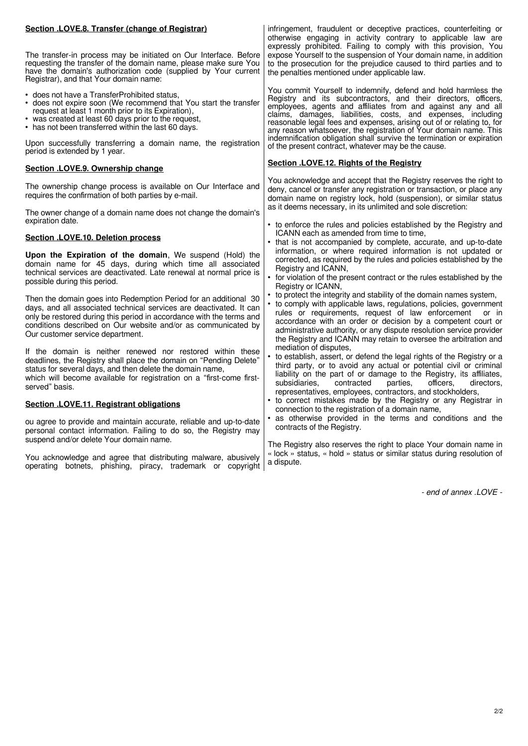### Section .LOVE.8. Transfer (change of Registrar)

The transfer-in process may be initiated on Our Interface. Before requesting the transfer of the domain name, please make sure You have the domain's authorization code (supplied by Your current Registrar), and that Your domain name:

- does not have a TransferProhibited status,
- does not expire soon (We recommend that You start the transfer request at least 1 month prior to its Expiration),
- was created at least 60 days prior to the request,
- has not been transferred within the last 60 days.

Upon successfully transferring a domain name, the registration period is extended by 1 year.

### Section .LOVE.9. Ownership change

The ownership change process is available on Our Interface and requires the confirmation of both parties by e-mail.

The owner change of a domain name does not change the domain's expiration date.

### Section .LOVE.10. Deletion process

**Upon the Expiration of the domain**, We suspend (Hold) the domain name for 45 days, during which time all associated technical services are deactivated. Late renewal at normal price is possible during this period.

Then the domain goes into Redemption Period for an additional 30 days, and all associated technical services are deactivated. It can only be restored during this period in accordance with the terms and conditions described on Our website and/or as communicated by Our customer service department.

If the domain is neither renewed nor restored within these deadlines, the Registry shall place the domain on "Pending Delete" status for several days, and then delete the domain name, which will become available for registration on a "first-come first-served" basis.

### Section .LOVE.11. Registrant obligations

ou agree to provide and maintain accurate, reliable and up-to-date personal contact information. Failing to do so, the Registry may suspend and/or delete Your domain name.

You acknowledge and agree that distributing malware, abusively operating botnets, phishing, piracy, trademark or copyright infringement, fraudulent or deceptive practices, counterfeiting or otherwise engaging in activity contrary to applicable law are expressly prohibited. Failing to comply with this provision, You expose Yourself to the suspension of Your domain name, in addition to the prosecution for the prejudice caused to third parties and to the penalties mentioned under applicable law.

You commit Yourself to indemnify, defend and hold harmless the Registry and its subcontractors, and their directors, officers, employees, agents and affiliates from and against any and all claims, damages, liabilities, costs, and expenses, including reasonable legal fees and expenses, arising out of or relating to, for any reason whatsoever, the registration of Your domain name. This indemnification obligation shall survive the termination or expiration of the present contract, whatever may be the cause.

### Section .LOVE.12. Rights of the Registry

You acknowledge and accept that the Registry reserves the right to deny, cancel or transfer any registration or transaction, or place any domain name on registry lock, hold (suspension), or similar status as it deems necessary, in its unlimited and sole discretion:

- to enforce the rules and policies established by the Registry and ICANN each as amended from time to time,
- that is not accompanied by complete, accurate, and up-to-date information, or where required information is not updated or corrected, as required by the rules and policies established by the Registry and ICANN,
- for violation of the present contract or the rules established by the Registry or ICANN,
- to protect the integrity and stability of the domain names system,
- to comply with applicable laws, regulations, policies, government rules or requirements, request of law enforcement or in accordance with an order or decision by a competent court or administrative authority, or any dispute resolution service provider the Registry and ICANN may retain to oversee the arbitration and mediation of disputes,
- to establish, assert, or defend the legal rights of the Registry or a third party, or to avoid any actual or potential civil or criminal liability on the part of or damage to the Registry, its affiliates, subsidiaries, contracted parties, officers, directors, representatives, employees, contractors, and stockholders,
- to correct mistakes made by the Registry or any Registrar in connection to the registration of a domain name,
- as otherwise provided in the terms and conditions and the contracts of the Registry.

The Registry also reserves the right to place Your domain name in « lock » status, « hold » status or similar status during resolution of a dispute.

*- end of annex .LOVE -*